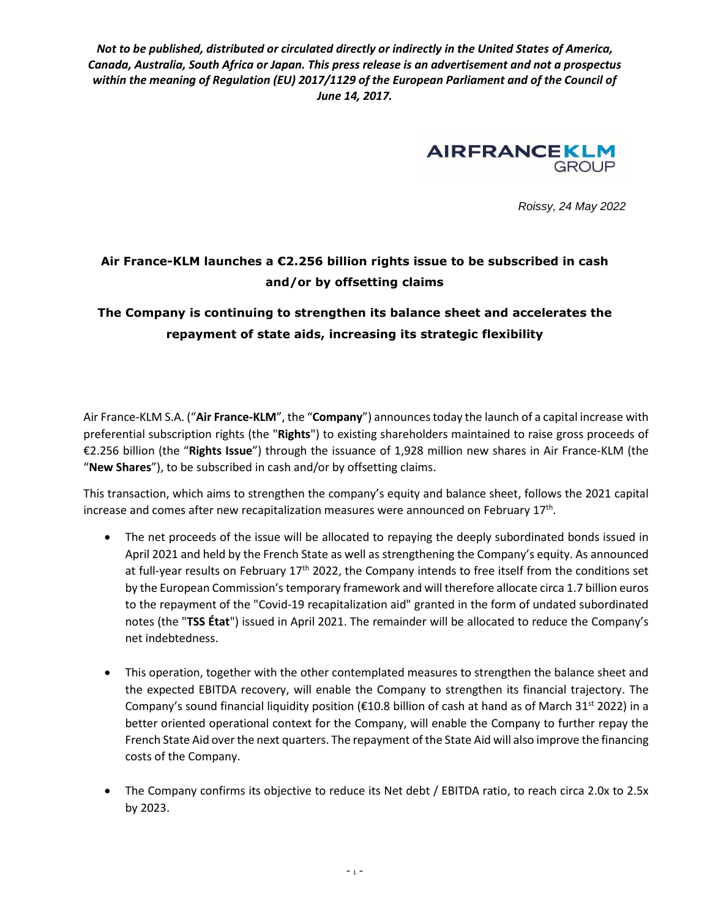***Not to be published, distributed or circulated directly or indirectly in the United States of America, Canada, Australia, South Africa or Japan. This press release is an advertisement and not a prospectus within the meaning of Regulation (EU) 2017/1129 of the European Parliament and of the Council of June 14, 2017.***

AIRFRANCEKLM GROUP

*Roissy, 24 May 2022*

## Air France-KLM launches a €2.256 billion rights issue to be subscribed in cash and/or by offsetting claims

## The Company is continuing to strengthen its balance sheet and accelerates the repayment of state aids, increasing its strategic flexibility

Air France-KLM S.A. ("**Air France-KLM**", the "**Company**") announces today the launch of a capital increase with preferential subscription rights (the "**Rights**") to existing shareholders maintained to raise gross proceeds of €2.256 billion (the "**Rights Issue**") through the issuance of 1,928 million new shares in Air France-KLM (the "**New Shares**"), to be subscribed in cash and/or by offsetting claims.

This transaction, which aims to strengthen the company's equity and balance sheet, follows the 2021 capital increase and comes after new recapitalization measures were announced on February 17th.

- The net proceeds of the issue will be allocated to repaying the deeply subordinated bonds issued in April 2021 and held by the French State as well as strengthening the Company's equity. As announced at full-year results on February 17th 2022, the Company intends to free itself from the conditions set by the European Commission's temporary framework and will therefore allocate circa 1.7 billion euros to the repayment of the "Covid-19 recapitalization aid" granted in the form of undated subordinated notes (the "**TSS État**") issued in April 2021. The remainder will be allocated to reduce the Company's net indebtedness.
- This operation, together with the other contemplated measures to strengthen the balance sheet and the expected EBITDA recovery, will enable the Company to strengthen its financial trajectory. The Company's sound financial liquidity position (€10.8 billion of cash at hand as of March 31st 2022) in a better oriented operational context for the Company, will enable the Company to further repay the French State Aid over the next quarters. The repayment of the State Aid will also improve the financing costs of the Company.
- The Company confirms its objective to reduce its Net debt / EBITDA ratio, to reach circa 2.0x to 2.5x by 2023.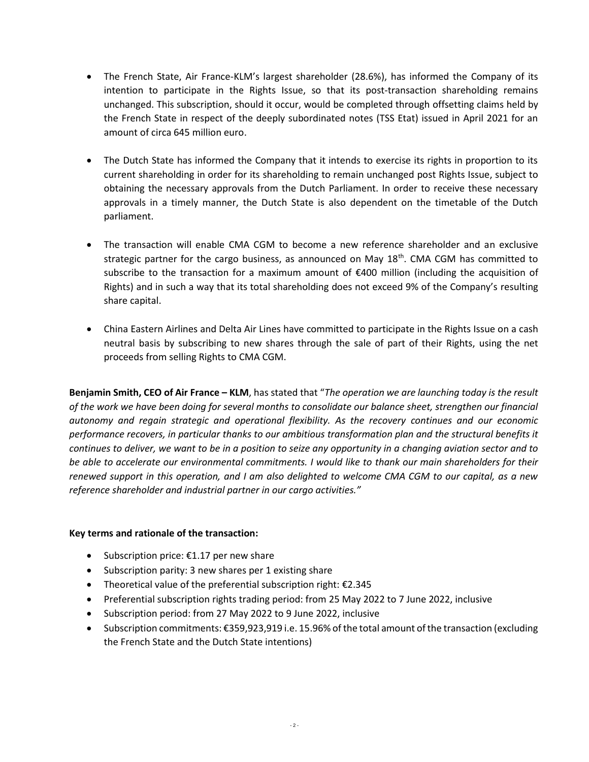- The French State, Air France-KLM's largest shareholder (28.6%), has informed the Company of its intention to participate in the Rights Issue, so that its post-transaction shareholding remains unchanged. This subscription, should it occur, would be completed through offsetting claims held by the French State in respect of the deeply subordinated notes (TSS Etat) issued in April 2021 for an amount of circa 645 million euro.

- The Dutch State has informed the Company that it intends to exercise its rights in proportion to its current shareholding in order for its shareholding to remain unchanged post Rights Issue, subject to obtaining the necessary approvals from the Dutch Parliament. In order to receive these necessary approvals in a timely manner, the Dutch State is also dependent on the timetable of the Dutch parliament.

- The transaction will enable CMA CGM to become a new reference shareholder and an exclusive strategic partner for the cargo business, as announced on May 18th. CMA CGM has committed to subscribe to the transaction for a maximum amount of €400 million (including the acquisition of Rights) and in such a way that its total shareholding does not exceed 9% of the Company's resulting share capital.

- China Eastern Airlines and Delta Air Lines have committed to participate in the Rights Issue on a cash neutral basis by subscribing to new shares through the sale of part of their Rights, using the net proceeds from selling Rights to CMA CGM.

**Benjamin Smith, CEO of Air France – KLM**, has stated that "*The operation we are launching today is the result of the work we have been doing for several months to consolidate our balance sheet, strengthen our financial autonomy and regain strategic and operational flexibility. As the recovery continues and our economic performance recovers, in particular thanks to our ambitious transformation plan and the structural benefits it continues to deliver, we want to be in a position to seize any opportunity in a changing aviation sector and to be able to accelerate our environmental commitments. I would like to thank our main shareholders for their renewed support in this operation, and I am also delighted to welcome CMA CGM to our capital, as a new reference shareholder and industrial partner in our cargo activities.*"

**Key terms and rationale of the transaction:**

- Subscription price: €1.17 per new share
- Subscription parity: 3 new shares per 1 existing share
- Theoretical value of the preferential subscription right: €2.345
- Preferential subscription rights trading period: from 25 May 2022 to 7 June 2022, inclusive
- Subscription period: from 27 May 2022 to 9 June 2022, inclusive
- Subscription commitments: €359,923,919 i.e. 15.96% of the total amount of the transaction (excluding the French State and the Dutch State intentions)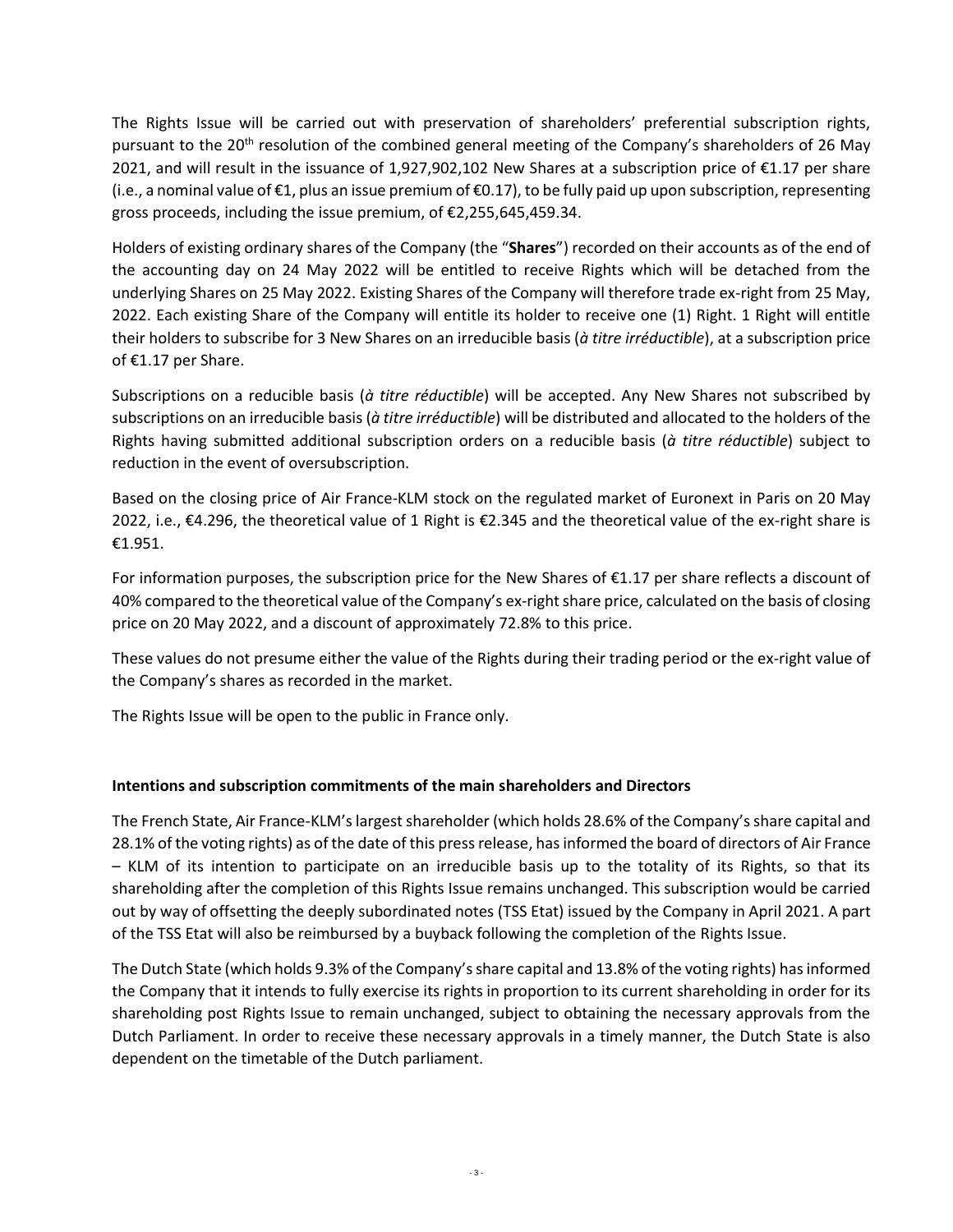The Rights Issue will be carried out with preservation of shareholders' preferential subscription rights, pursuant to the 20th resolution of the combined general meeting of the Company's shareholders of 26 May 2021, and will result in the issuance of 1,927,902,102 New Shares at a subscription price of €1.17 per share (i.e., a nominal value of €1, plus an issue premium of €0.17), to be fully paid up upon subscription, representing gross proceeds, including the issue premium, of €2,255,645,459.34.

Holders of existing ordinary shares of the Company (the "**Shares**") recorded on their accounts as of the end of the accounting day on 24 May 2022 will be entitled to receive Rights which will be detached from the underlying Shares on 25 May 2022. Existing Shares of the Company will therefore trade ex-right from 25 May, 2022. Each existing Share of the Company will entitle its holder to receive one (1) Right. 1 Right will entitle their holders to subscribe for 3 New Shares on an irreducible basis (*à titre irréductible*), at a subscription price of €1.17 per Share.

Subscriptions on a reducible basis (*à titre réductible*) will be accepted. Any New Shares not subscribed by subscriptions on an irreducible basis (*à titre irréductible*) will be distributed and allocated to the holders of the Rights having submitted additional subscription orders on a reducible basis (*à titre réductible*) subject to reduction in the event of oversubscription.

Based on the closing price of Air France-KLM stock on the regulated market of Euronext in Paris on 20 May 2022, i.e., €4.296, the theoretical value of 1 Right is €2.345 and the theoretical value of the ex-right share is €1.951.

For information purposes, the subscription price for the New Shares of €1.17 per share reflects a discount of 40% compared to the theoretical value of the Company's ex-right share price, calculated on the basis of closing price on 20 May 2022, and a discount of approximately 72.8% to this price.

These values do not presume either the value of the Rights during their trading period or the ex-right value of the Company's shares as recorded in the market.

The Rights Issue will be open to the public in France only.

**Intentions and subscription commitments of the main shareholders and Directors**

The French State, Air France-KLM's largest shareholder (which holds 28.6% of the Company's share capital and 28.1% of the voting rights) as of the date of this press release, has informed the board of directors of Air France – KLM of its intention to participate on an irreducible basis up to the totality of its Rights, so that its shareholding after the completion of this Rights Issue remains unchanged. This subscription would be carried out by way of offsetting the deeply subordinated notes (TSS Etat) issued by the Company in April 2021. A part of the TSS Etat will also be reimbursed by a buyback following the completion of the Rights Issue.

The Dutch State (which holds 9.3% of the Company's share capital and 13.8% of the voting rights) has informed the Company that it intends to fully exercise its rights in proportion to its current shareholding in order for its shareholding post Rights Issue to remain unchanged, subject to obtaining the necessary approvals from the Dutch Parliament. In order to receive these necessary approvals in a timely manner, the Dutch State is also dependent on the timetable of the Dutch parliament.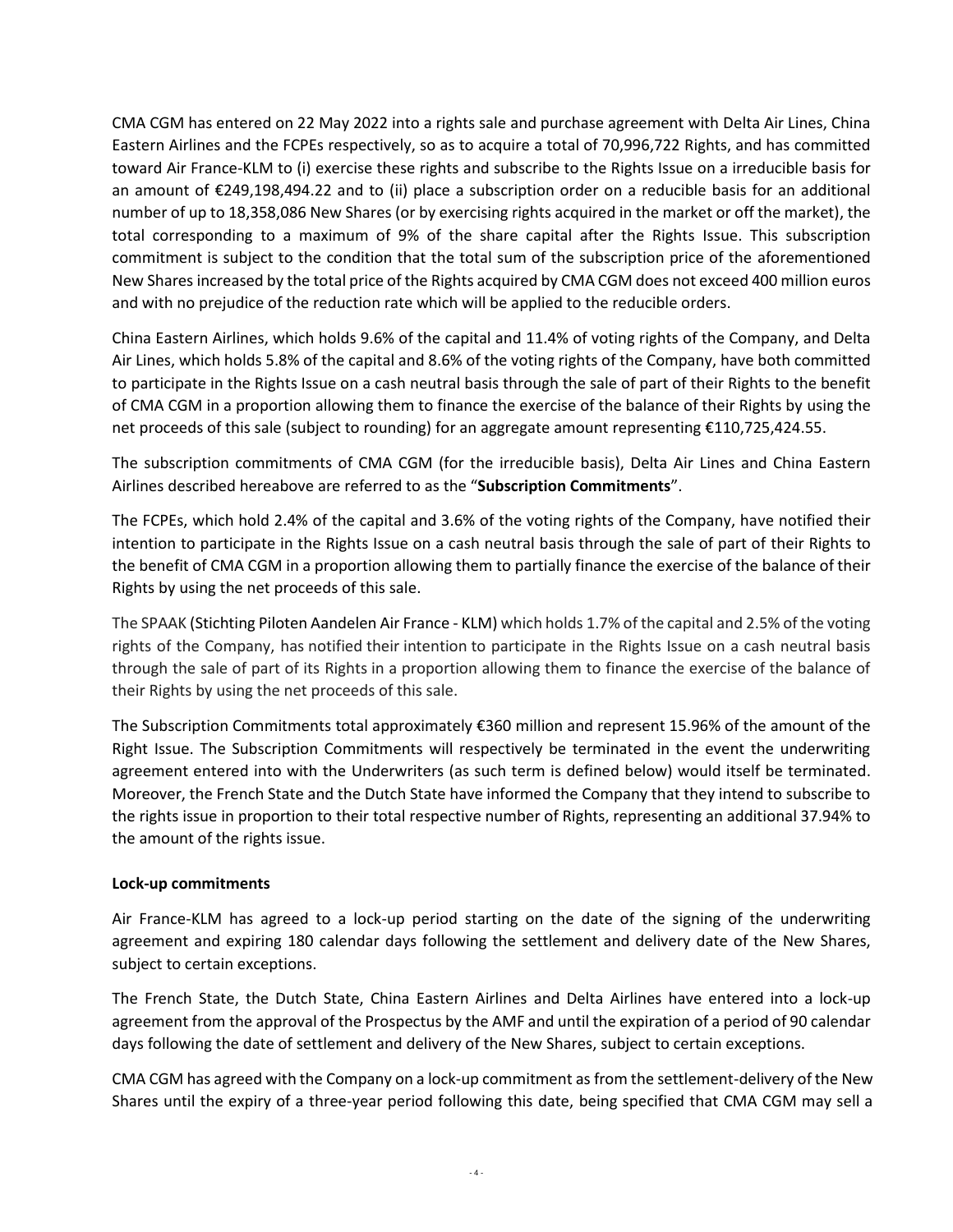CMA CGM has entered on 22 May 2022 into a rights sale and purchase agreement with Delta Air Lines, China Eastern Airlines and the FCPEs respectively, so as to acquire a total of 70,996,722 Rights, and has committed toward Air France-KLM to (i) exercise these rights and subscribe to the Rights Issue on a irreducible basis for an amount of €249,198,494.22 and to (ii) place a subscription order on a reducible basis for an additional number of up to 18,358,086 New Shares (or by exercising rights acquired in the market or off the market), the total corresponding to a maximum of 9% of the share capital after the Rights Issue. This subscription commitment is subject to the condition that the total sum of the subscription price of the aforementioned New Shares increased by the total price of the Rights acquired by CMA CGM does not exceed 400 million euros and with no prejudice of the reduction rate which will be applied to the reducible orders.

China Eastern Airlines, which holds 9.6% of the capital and 11.4% of voting rights of the Company, and Delta Air Lines, which holds 5.8% of the capital and 8.6% of the voting rights of the Company, have both committed to participate in the Rights Issue on a cash neutral basis through the sale of part of their Rights to the benefit of CMA CGM in a proportion allowing them to finance the exercise of the balance of their Rights by using the net proceeds of this sale (subject to rounding) for an aggregate amount representing €110,725,424.55.

The subscription commitments of CMA CGM (for the irreducible basis), Delta Air Lines and China Eastern Airlines described hereabove are referred to as the "**Subscription Commitments**".

The FCPEs, which hold 2.4% of the capital and 3.6% of the voting rights of the Company, have notified their intention to participate in the Rights Issue on a cash neutral basis through the sale of part of their Rights to the benefit of CMA CGM in a proportion allowing them to partially finance the exercise of the balance of their Rights by using the net proceeds of this sale.

The SPAAK (Stichting Piloten Aandelen Air France - KLM) which holds 1.7% of the capital and 2.5% of the voting rights of the Company, has notified their intention to participate in the Rights Issue on a cash neutral basis through the sale of part of its Rights in a proportion allowing them to finance the exercise of the balance of their Rights by using the net proceeds of this sale.

The Subscription Commitments total approximately €360 million and represent 15.96% of the amount of the Right Issue. The Subscription Commitments will respectively be terminated in the event the underwriting agreement entered into with the Underwriters (as such term is defined below) would itself be terminated. Moreover, the French State and the Dutch State have informed the Company that they intend to subscribe to the rights issue in proportion to their total respective number of Rights, representing an additional 37.94% to the amount of the rights issue.

**Lock-up commitments**

Air France-KLM has agreed to a lock-up period starting on the date of the signing of the underwriting agreement and expiring 180 calendar days following the settlement and delivery date of the New Shares, subject to certain exceptions.

The French State, the Dutch State, China Eastern Airlines and Delta Airlines have entered into a lock-up agreement from the approval of the Prospectus by the AMF and until the expiration of a period of 90 calendar days following the date of settlement and delivery of the New Shares, subject to certain exceptions.

CMA CGM has agreed with the Company on a lock-up commitment as from the settlement-delivery of the New Shares until the expiry of a three-year period following this date, being specified that CMA CGM may sell a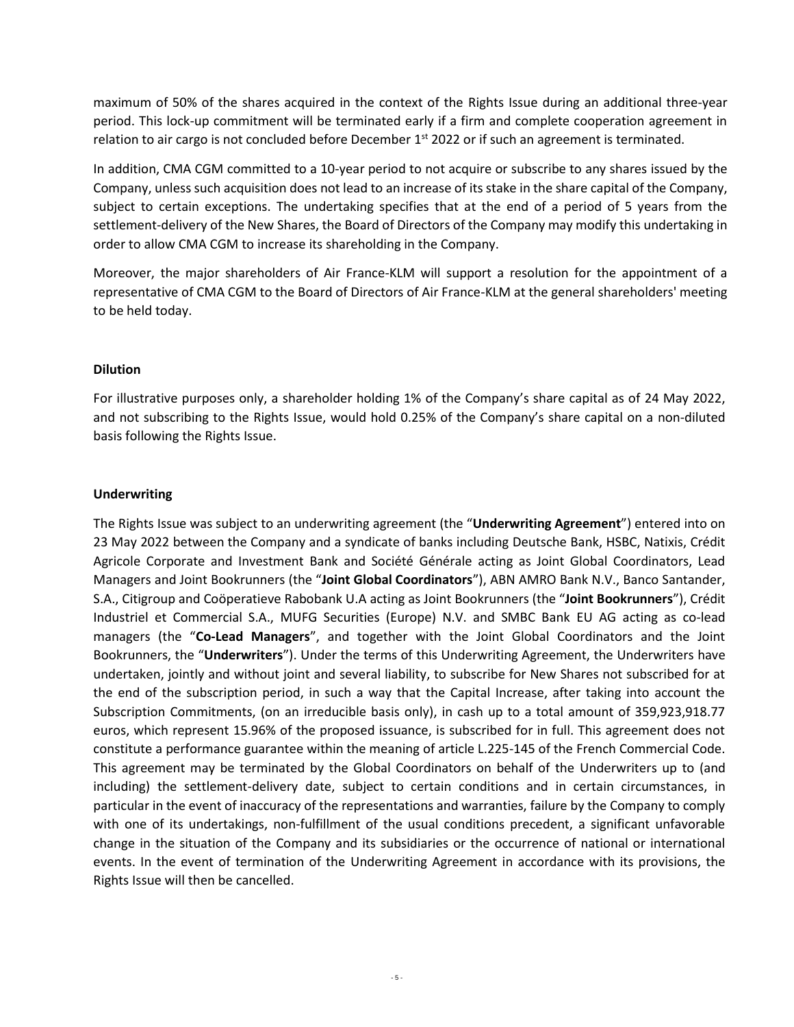maximum of 50% of the shares acquired in the context of the Rights Issue during an additional three-year period. This lock-up commitment will be terminated early if a firm and complete cooperation agreement in relation to air cargo is not concluded before December 1st 2022 or if such an agreement is terminated.

In addition, CMA CGM committed to a 10-year period to not acquire or subscribe to any shares issued by the Company, unless such acquisition does not lead to an increase of its stake in the share capital of the Company, subject to certain exceptions. The undertaking specifies that at the end of a period of 5 years from the settlement-delivery of the New Shares, the Board of Directors of the Company may modify this undertaking in order to allow CMA CGM to increase its shareholding in the Company.

Moreover, the major shareholders of Air France-KLM will support a resolution for the appointment of a representative of CMA CGM to the Board of Directors of Air France-KLM at the general shareholders' meeting to be held today.

**Dilution**

For illustrative purposes only, a shareholder holding 1% of the Company's share capital as of 24 May 2022, and not subscribing to the Rights Issue, would hold 0.25% of the Company's share capital on a non-diluted basis following the Rights Issue.

**Underwriting**

The Rights Issue was subject to an underwriting agreement (the "**Underwriting Agreement**") entered into on 23 May 2022 between the Company and a syndicate of banks including Deutsche Bank, HSBC, Natixis, Crédit Agricole Corporate and Investment Bank and Société Générale acting as Joint Global Coordinators, Lead Managers and Joint Bookrunners (the "**Joint Global Coordinators**"), ABN AMRO Bank N.V., Banco Santander, S.A., Citigroup and Coöperatieve Rabobank U.A acting as Joint Bookrunners (the "**Joint Bookrunners**"), Crédit Industriel et Commercial S.A., MUFG Securities (Europe) N.V. and SMBC Bank EU AG acting as co-lead managers (the "**Co-Lead Managers**", and together with the Joint Global Coordinators and the Joint Bookrunners, the "**Underwriters**"). Under the terms of this Underwriting Agreement, the Underwriters have undertaken, jointly and without joint and several liability, to subscribe for New Shares not subscribed for at the end of the subscription period, in such a way that the Capital Increase, after taking into account the Subscription Commitments, (on an irreducible basis only), in cash up to a total amount of 359,923,918.77 euros, which represent 15.96% of the proposed issuance, is subscribed for in full. This agreement does not constitute a performance guarantee within the meaning of article L.225-145 of the French Commercial Code. This agreement may be terminated by the Global Coordinators on behalf of the Underwriters up to (and including) the settlement-delivery date, subject to certain conditions and in certain circumstances, in particular in the event of inaccuracy of the representations and warranties, failure by the Company to comply with one of its undertakings, non-fulfillment of the usual conditions precedent, a significant unfavorable change in the situation of the Company and its subsidiaries or the occurrence of national or international events. In the event of termination of the Underwriting Agreement in accordance with its provisions, the Rights Issue will then be cancelled.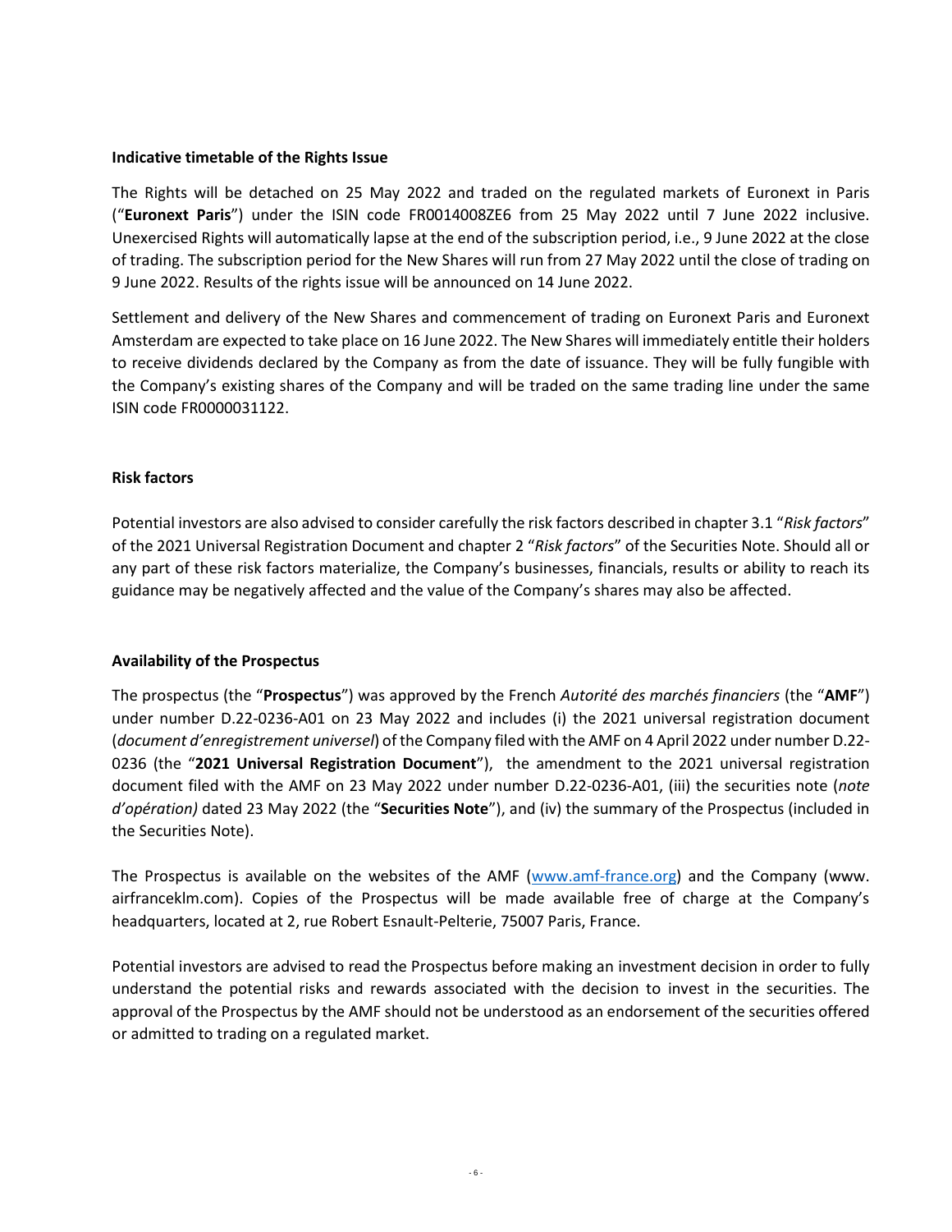**Indicative timetable of the Rights Issue**

The Rights will be detached on 25 May 2022 and traded on the regulated markets of Euronext in Paris ("**Euronext Paris**") under the ISIN code FR0014008ZE6 from 25 May 2022 until 7 June 2022 inclusive. Unexercised Rights will automatically lapse at the end of the subscription period, i.e., 9 June 2022 at the close of trading. The subscription period for the New Shares will run from 27 May 2022 until the close of trading on 9 June 2022. Results of the rights issue will be announced on 14 June 2022.

Settlement and delivery of the New Shares and commencement of trading on Euronext Paris and Euronext Amsterdam are expected to take place on 16 June 2022. The New Shares will immediately entitle their holders to receive dividends declared by the Company as from the date of issuance. They will be fully fungible with the Company's existing shares of the Company and will be traded on the same trading line under the same ISIN code FR0000031122.

**Risk factors**

Potential investors are also advised to consider carefully the risk factors described in chapter 3.1 "*Risk factors*" of the 2021 Universal Registration Document and chapter 2 "*Risk factors*" of the Securities Note. Should all or any part of these risk factors materialize, the Company's businesses, financials, results or ability to reach its guidance may be negatively affected and the value of the Company's shares may also be affected.

**Availability of the Prospectus**

The prospectus (the "**Prospectus**") was approved by the French *Autorité des marchés financiers* (the "**AMF**") under number D.22-0236-A01 on 23 May 2022 and includes (i) the 2021 universal registration document (*document d'enregistrement universel*) of the Company filed with the AMF on 4 April 2022 under number D.22-0236 (the "**2021 Universal Registration Document**"), the amendment to the 2021 universal registration document filed with the AMF on 23 May 2022 under number D.22-0236-A01, (iii) the securities note (*note d'opération)* dated 23 May 2022 (the "**Securities Note**"), and (iv) the summary of the Prospectus (included in the Securities Note).

The Prospectus is available on the websites of the AMF (www.amf-france.org) and the Company (www. airfranceklm.com). Copies of the Prospectus will be made available free of charge at the Company's headquarters, located at 2, rue Robert Esnault-Pelterie, 75007 Paris, France.

Potential investors are advised to read the Prospectus before making an investment decision in order to fully understand the potential risks and rewards associated with the decision to invest in the securities. The approval of the Prospectus by the AMF should not be understood as an endorsement of the securities offered or admitted to trading on a regulated market.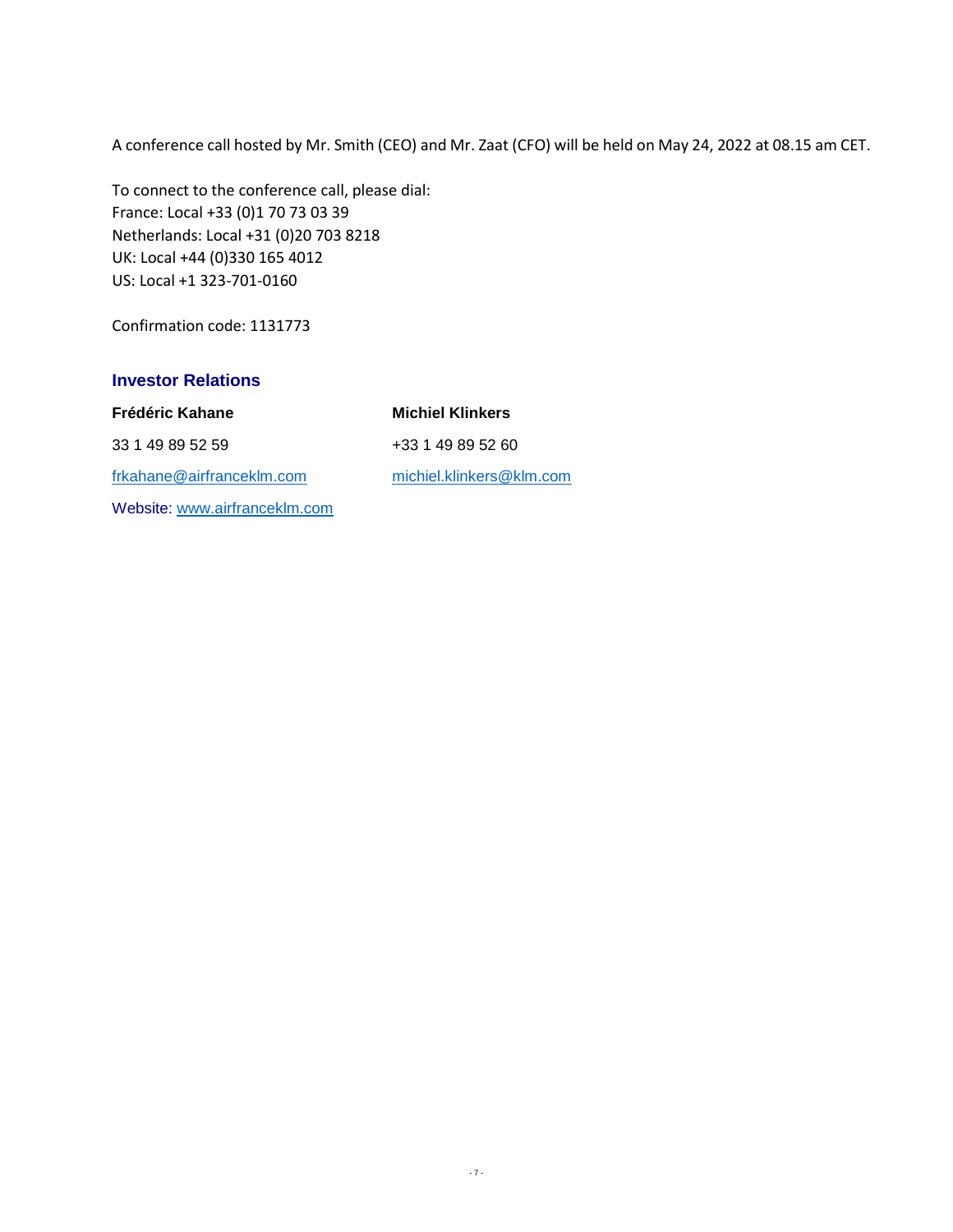A conference call hosted by Mr. Smith (CEO) and Mr. Zaat (CFO) will be held on May 24, 2022 at 08.15 am CET.

To connect to the conference call, please dial:
France: Local +33 (0)1 70 73 03 39
Netherlands: Local +31 (0)20 703 8218
UK: Local +44 (0)330 165 4012
US: Local +1 323-701-0160

Confirmation code: 1131773

## Investor Relations

**Frédéric Kahane**
33 1 49 89 52 59
frkahane@airfranceklm.com

**Michiel Klinkers**
+33 1 49 89 52 60
michiel.klinkers@klm.com

Website: www.airfranceklm.com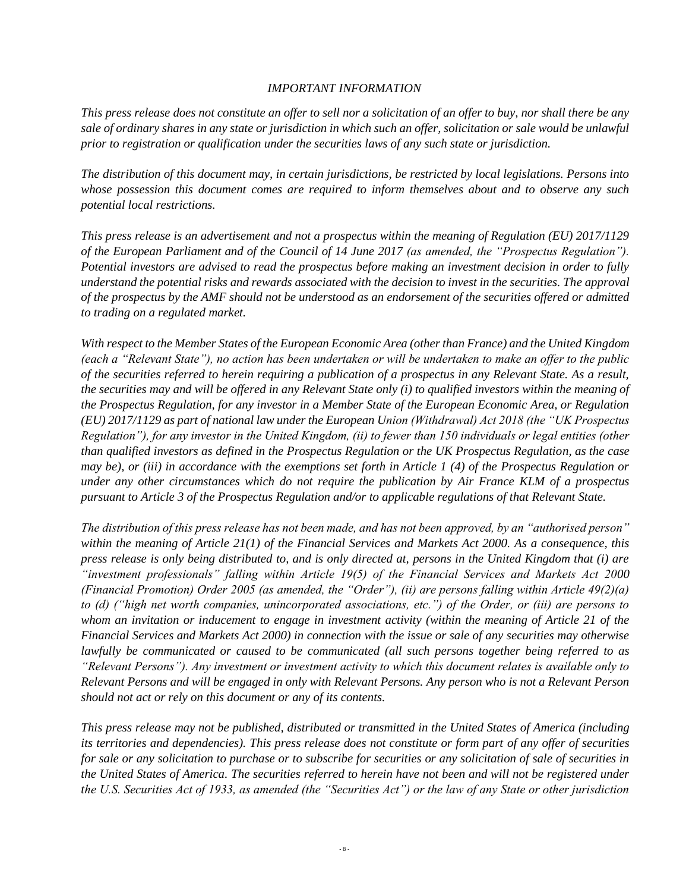*IMPORTANT INFORMATION*

*This press release does not constitute an offer to sell nor a solicitation of an offer to buy, nor shall there be any sale of ordinary shares in any state or jurisdiction in which such an offer, solicitation or sale would be unlawful prior to registration or qualification under the securities laws of any such state or jurisdiction.*

*The distribution of this document may, in certain jurisdictions, be restricted by local legislations. Persons into whose possession this document comes are required to inform themselves about and to observe any such potential local restrictions.*

*This press release is an advertisement and not a prospectus within the meaning of Regulation (EU) 2017/1129 of the European Parliament and of the Council of 14 June 2017 (as amended, the "Prospectus Regulation"). Potential investors are advised to read the prospectus before making an investment decision in order to fully understand the potential risks and rewards associated with the decision to invest in the securities. The approval of the prospectus by the AMF should not be understood as an endorsement of the securities offered or admitted to trading on a regulated market.*

*With respect to the Member States of the European Economic Area (other than France) and the United Kingdom (each a "Relevant State"), no action has been undertaken or will be undertaken to make an offer to the public of the securities referred to herein requiring a publication of a prospectus in any Relevant State. As a result, the securities may and will be offered in any Relevant State only (i) to qualified investors within the meaning of the Prospectus Regulation, for any investor in a Member State of the European Economic Area, or Regulation (EU) 2017/1129 as part of national law under the European Union (Withdrawal) Act 2018 (the "UK Prospectus Regulation"), for any investor in the United Kingdom, (ii) to fewer than 150 individuals or legal entities (other than qualified investors as defined in the Prospectus Regulation or the UK Prospectus Regulation, as the case may be), or (iii) in accordance with the exemptions set forth in Article 1 (4) of the Prospectus Regulation or under any other circumstances which do not require the publication by Air France KLM of a prospectus pursuant to Article 3 of the Prospectus Regulation and/or to applicable regulations of that Relevant State.*

*The distribution of this press release has not been made, and has not been approved, by an "authorised person" within the meaning of Article 21(1) of the Financial Services and Markets Act 2000. As a consequence, this press release is only being distributed to, and is only directed at, persons in the United Kingdom that (i) are "investment professionals" falling within Article 19(5) of the Financial Services and Markets Act 2000 (Financial Promotion) Order 2005 (as amended, the "Order"), (ii) are persons falling within Article 49(2)(a) to (d) ("high net worth companies, unincorporated associations, etc.") of the Order, or (iii) are persons to whom an invitation or inducement to engage in investment activity (within the meaning of Article 21 of the Financial Services and Markets Act 2000) in connection with the issue or sale of any securities may otherwise lawfully be communicated or caused to be communicated (all such persons together being referred to as "Relevant Persons"). Any investment or investment activity to which this document relates is available only to Relevant Persons and will be engaged in only with Relevant Persons. Any person who is not a Relevant Person should not act or rely on this document or any of its contents.*

*This press release may not be published, distributed or transmitted in the United States of America (including its territories and dependencies). This press release does not constitute or form part of any offer of securities for sale or any solicitation to purchase or to subscribe for securities or any solicitation of sale of securities in the United States of America. The securities referred to herein have not been and will not be registered under the U.S. Securities Act of 1933, as amended (the "Securities Act") or the law of any State or other jurisdiction*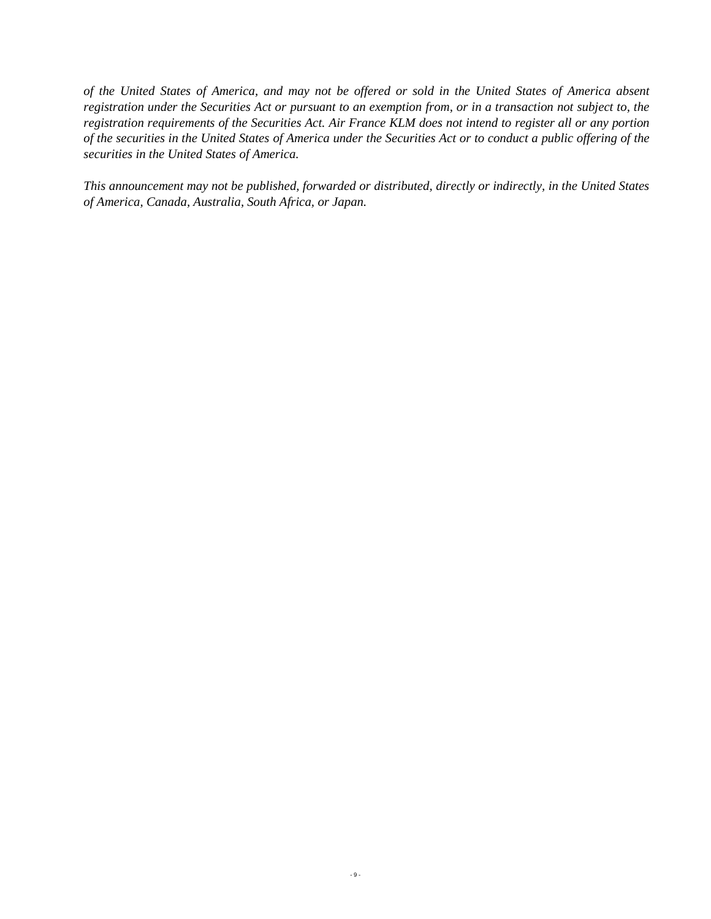*of the United States of America, and may not be offered or sold in the United States of America absent registration under the Securities Act or pursuant to an exemption from, or in a transaction not subject to, the registration requirements of the Securities Act. Air France KLM does not intend to register all or any portion of the securities in the United States of America under the Securities Act or to conduct a public offering of the securities in the United States of America.*

*This announcement may not be published, forwarded or distributed, directly or indirectly, in the United States of America, Canada, Australia, South Africa, or Japan.*